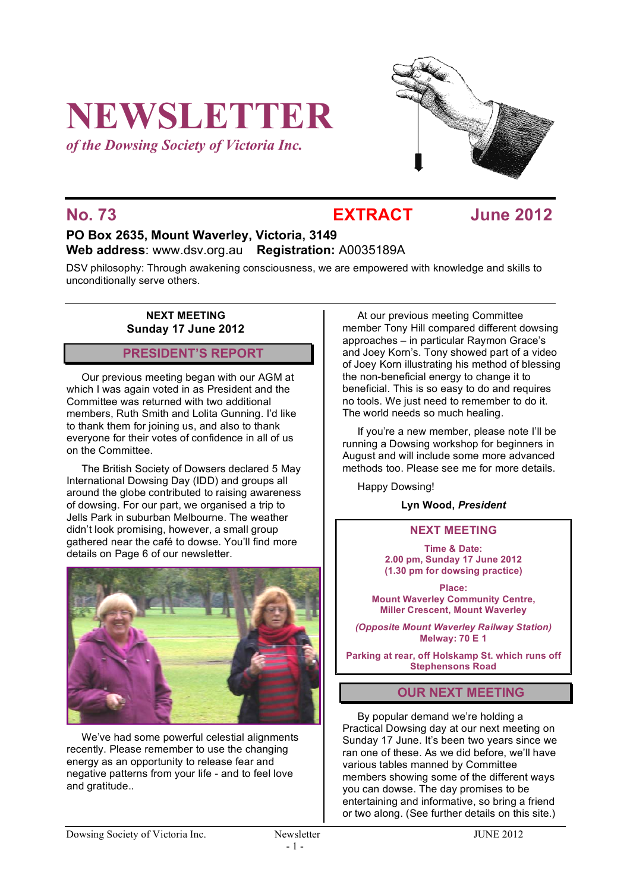# NEWSLETTER

*of the Dowsing Society of Victoria Inc.*

## No. 73 EXTRACT June 2012

**PO Box 2635, Mount Waverley, Victoria, 3149**
**Web address**: www.dsv.org.au **Registration:** A0035189A

DSV philosophy: Through awakening consciousness, we are empowered with knowledge and skills to unconditionally serve others.

**NEXT MEETING**
**Sunday 17 June 2012**

## PRESIDENT'S REPORT

Our previous meeting began with our AGM at which I was again voted in as President and the Committee was returned with two additional members, Ruth Smith and Lolita Gunning. I'd like to thank them for joining us, and also to thank everyone for their votes of confidence in all of us on the Committee.

The British Society of Dowsers declared 5 May International Dowsing Day (IDD) and groups all around the globe contributed to raising awareness of dowsing. For our part, we organised a trip to Jells Park in suburban Melbourne. The weather didn't look promising, however, a small group gathered near the café to dowse. You'll find more details on Page 6 of our newsletter.

We've had some powerful celestial alignments recently. Please remember to use the changing energy as an opportunity to release fear and negative patterns from your life - and to feel love and gratitude..

At our previous meeting Committee member Tony Hill compared different dowsing approaches – in particular Raymon Grace's and Joey Korn's. Tony showed part of a video of Joey Korn illustrating his method of blessing the non-beneficial energy to change it to beneficial. This is so easy to do and requires no tools. We just need to remember to do it. The world needs so much healing.

If you're a new member, please note I'll be running a Dowsing workshop for beginners in August and will include some more advanced methods too. Please see me for more details.

Happy Dowsing!

**Lyn Wood, *President***

### NEXT MEETING

**Time & Date:**
**2.00 pm, Sunday 17 June 2012**
**(1.30 pm for dowsing practice)**

**Place:**
**Mount Waverley Community Centre,**
**Miller Crescent, Mount Waverley**

***(Opposite Mount Waverley Railway Station)***
**Melway: 70 E 1**

**Parking at rear, off Holskamp St. which runs off Stephensons Road**

## OUR NEXT MEETING

By popular demand we're holding a Practical Dowsing day at our next meeting on Sunday 17 June. It's been two years since we ran one of these. As we did before, we'll have various tables manned by Committee members showing some of the different ways you can dowse. The day promises to be entertaining and informative, so bring a friend or two along. (See further details on this site.)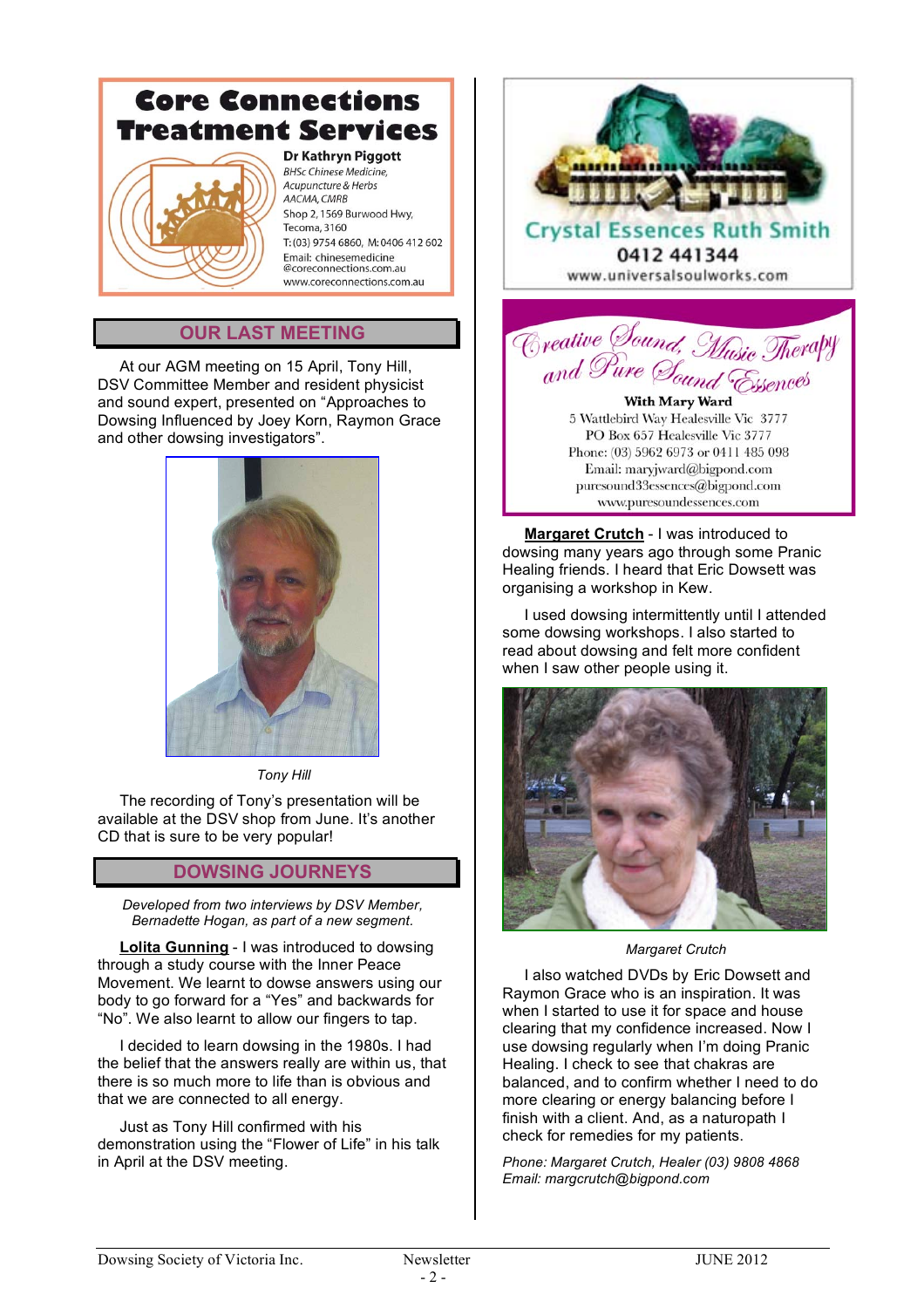**Core Connections Treatment Services**

**Dr Kathryn Piggott**
*BHSc Chinese Medicine,*
*Acupuncture & Herbs*
*AACMA, CMRB*
Shop 2, 1569 Burwood Hwy,
Tecoma, 3160
T: (03) 9754 6860, M: 0406 412 602
Email: chinesemedicine@coreconnections.com.au
www.coreconnections.com.au

## OUR LAST MEETING

At our AGM meeting on 15 April, Tony Hill, DSV Committee Member and resident physicist and sound expert, presented on "Approaches to Dowsing Influenced by Joey Korn, Raymon Grace and other dowsing investigators".

*Tony Hill*

The recording of Tony's presentation will be available at the DSV shop from June. It's another CD that is sure to be very popular!

## DOWSING JOURNEYS

*Developed from two interviews by DSV Member, Bernadette Hogan, as part of a new segment.*

**Lolita Gunning** - I was introduced to dowsing through a study course with the Inner Peace Movement. We learnt to dowse answers using our body to go forward for a "Yes" and backwards for "No". We also learnt to allow our fingers to tap.

I decided to learn dowsing in the 1980s. I had the belief that the answers really are within us, that there is so much more to life than is obvious and that we are connected to all energy.

Just as Tony Hill confirmed with his demonstration using the "Flower of Life" in his talk in April at the DSV meeting.

**Crystal Essences Ruth Smith**
0412 441344
www.universalsoulworks.com

**Creative Sound, Music Therapy and Pure Sound Essences**
**With Mary Ward**
5 Wattlebird Way Healesville Vic 3777
PO Box 657 Healesville Vic 3777
Phone: (03) 5962 6973 or 0411 485 098
Email: maryjward@bigpond.com
puresound33essences@bigpond.com
www.puresoundessences.com

**Margaret Crutch** - I was introduced to dowsing many years ago through some Pranic Healing friends. I heard that Eric Dowsett was organising a workshop in Kew.

I used dowsing intermittently until I attended some dowsing workshops. I also started to read about dowsing and felt more confident when I saw other people using it.

*Margaret Crutch*

I also watched DVDs by Eric Dowsett and Raymon Grace who is an inspiration. It was when I started to use it for space and house clearing that my confidence increased. Now I use dowsing regularly when I'm doing Pranic Healing. I check to see that chakras are balanced, and to confirm whether I need to do more clearing or energy balancing before I finish with a client. And, as a naturopath I check for remedies for my patients.

*Phone: Margaret Crutch, Healer (03) 9808 4868*
*Email: margcrutch@bigpond.com*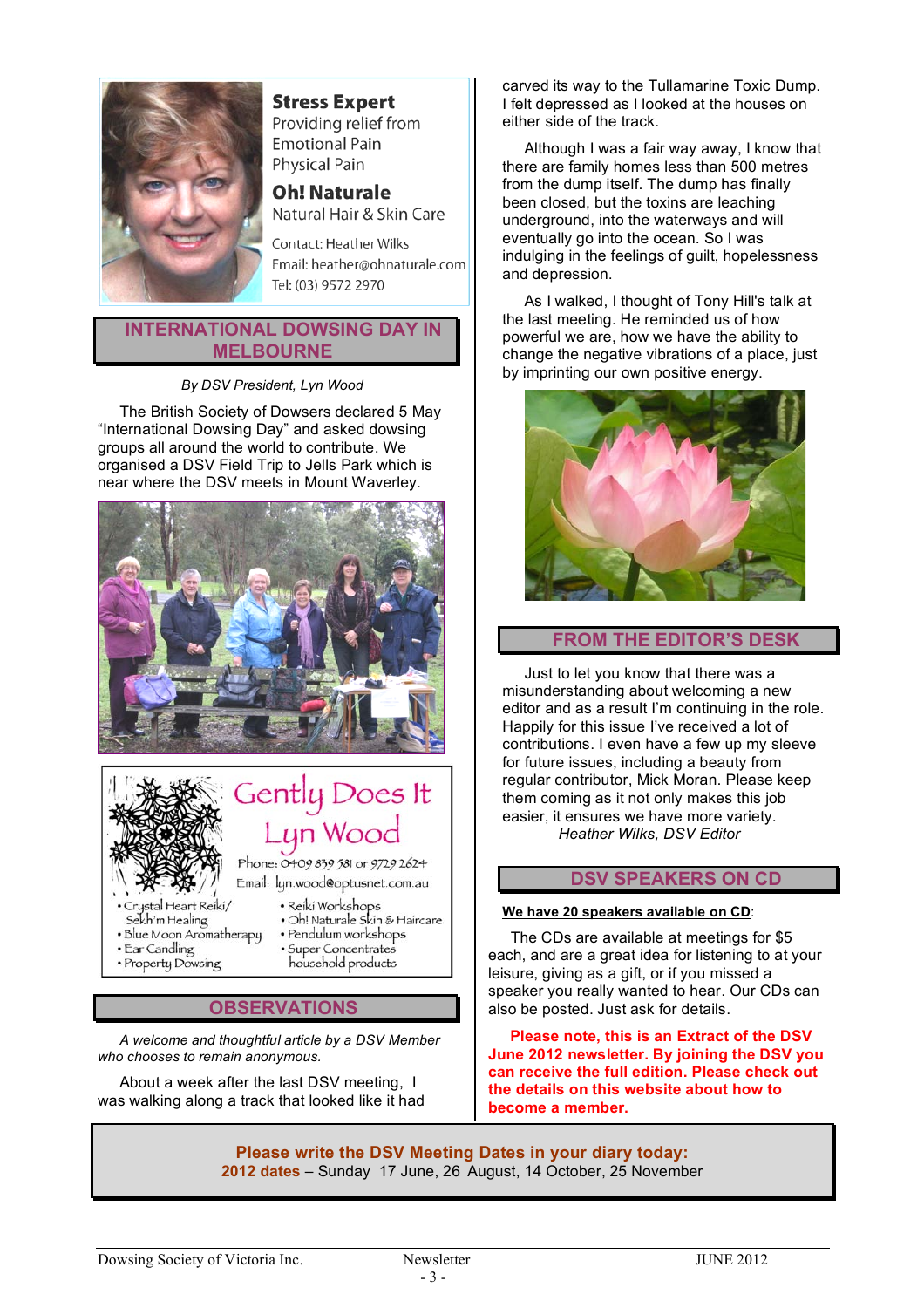**Stress Expert**
Providing relief from
Emotional Pain
Physical Pain

**Oh! Naturale**
Natural Hair & Skin Care

Contact: Heather Wilks
Email: heather@ohnaturale.com
Tel: (03) 9572 2970

## INTERNATIONAL DOWSING DAY IN MELBOURNE

*By DSV President, Lyn Wood*

The British Society of Dowsers declared 5 May "International Dowsing Day" and asked dowsing groups all around the world to contribute. We organised a DSV Field Trip to Jells Park which is near where the DSV meets in Mount Waverley.

**Gently Does It**
**Lyn Wood**
Phone: 0409 839 581 or 9729 2624
Email: lyn.wood@optusnet.com.au

- Crystal Heart Reiki/ Sekh'm Healing
- Blue Moon Aromatherapy
- Ear Candling
- Property Dowsing
- Reiki Workshops
- Oh! Naturale Skin & Haircare
- Pendulum workshops
- Super Concentrates household products

## OBSERVATIONS

*A welcome and thoughtful article by a DSV Member who chooses to remain anonymous.*

About a week after the last DSV meeting, I was walking along a track that looked like it had carved its way to the Tullamarine Toxic Dump. I felt depressed as I looked at the houses on either side of the track.

Although I was a fair way away, I know that there are family homes less than 500 metres from the dump itself. The dump has finally been closed, but the toxins are leaching underground, into the waterways and will eventually go into the ocean. So I was indulging in the feelings of guilt, hopelessness and depression.

As I walked, I thought of Tony Hill's talk at the last meeting. He reminded us of how powerful we are, how we have the ability to change the negative vibrations of a place, just by imprinting our own positive energy.

## FROM THE EDITOR'S DESK

Just to let you know that there was a misunderstanding about welcoming a new editor and as a result I'm continuing in the role. Happily for this issue I've received a lot of contributions. I even have a few up my sleeve for future issues, including a beauty from regular contributor, Mick Moran. Please keep them coming as it not only makes this job easier, it ensures we have more variety.
*Heather Wilks, DSV Editor*

## DSV SPEAKERS ON CD

**We have 20 speakers available on CD**:

The CDs are available at meetings for $5 each, and are a great idea for listening to at your leisure, giving as a gift, or if you missed a speaker you really wanted to hear. Our CDs can also be posted. Just ask for details.

**Please note, this is an Extract of the DSV June 2012 newsletter. By joining the DSV you can receive the full edition. Please check out the details on this website about how to become a member.**

**Please write the DSV Meeting Dates in your diary today:**
**2012 dates** – Sunday 17 June, 26 August, 14 October, 25 November